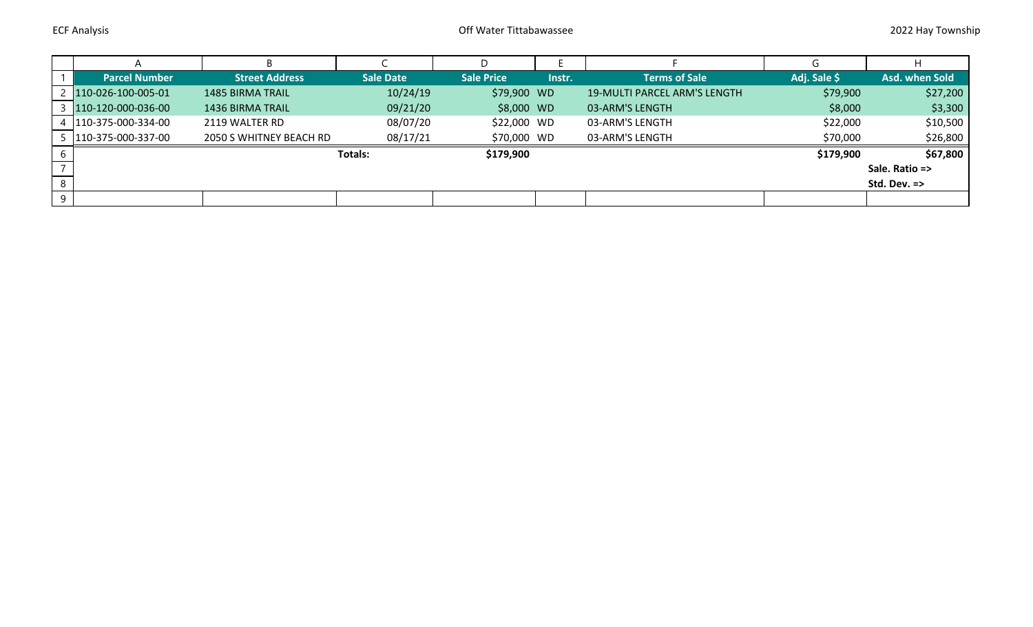ECF Analysis

Off Water Tittabawassee

2022 Hay Township

| | A | B | C | D | E | F | G | H |
|---|---|---|---|---|---|---|---|---|
| 1 | Parcel Number | Street Address | Sale Date | Sale Price | Instr. | Terms of Sale | Adj. Sale $ | Asd. when Sold |
| 2 | 110-026-100-005-01 | 1485 BIRMA TRAIL | 10/24/19 | $79,900 | WD | 19-MULTI PARCEL ARM'S LENGTH | $79,900 | $27,200 |
| 3 | 110-120-000-036-00 | 1436 BIRMA TRAIL | 09/21/20 | $8,000 | WD | 03-ARM'S LENGTH | $8,000 | $3,300 |
| 4 | 110-375-000-334-00 | 2119 WALTER RD | 08/07/20 | $22,000 | WD | 03-ARM'S LENGTH | $22,000 | $10,500 |
| 5 | 110-375-000-337-00 | 2050 S WHITNEY BEACH RD | 08/17/21 | $70,000 | WD | 03-ARM'S LENGTH | $70,000 | $26,800 |
| 6 | | | Totals: | $179,900 | | | $179,900 | $67,800 |
| 7 | | | | | | | | Sale. Ratio => |
| 8 | | | | | | | | Std. Dev. => |
| 9 | | | | | | | | |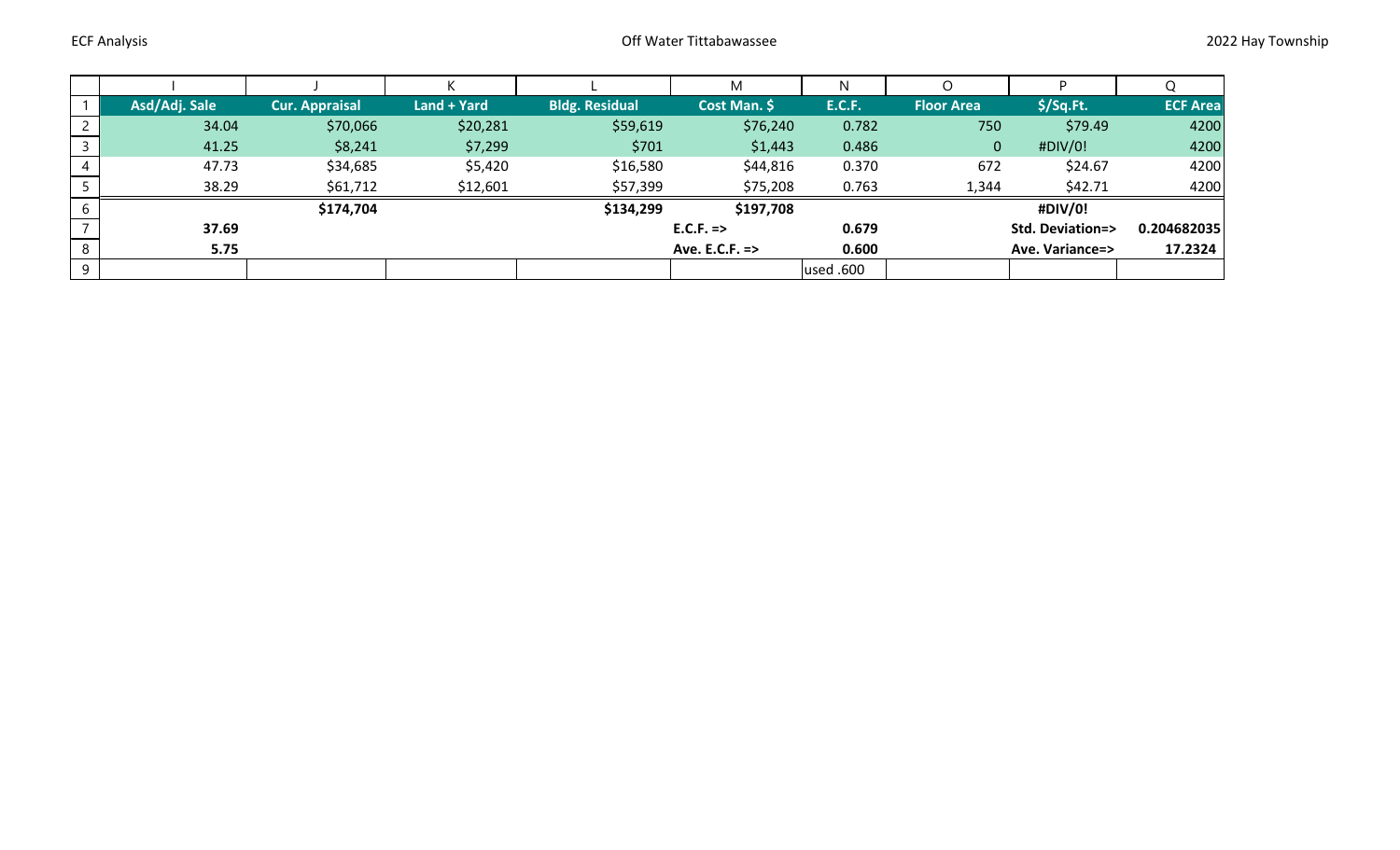| | I | J | K | L | M | N | O | P | Q |
|---|---|---|---|---|---|---|---|---|---|
| 1 | Asd/Adj. Sale | Cur. Appraisal | Land + Yard | Bldg. Residual | Cost Man. $ | E.C.F. | Floor Area | $/Sq.Ft. | ECF Area |
| 2 | 34.04 | $70,066 | $20,281 | $59,619 | $76,240 | 0.782 | 750 | $79.49 | 4200 |
| 3 | 41.25 | $8,241 | $7,299 | $701 | $1,443 | 0.486 | 0 | #DIV/0! | 4200 |
| 4 | 47.73 | $34,685 | $5,420 | $16,580 | $44,816 | 0.370 | 672 | $24.67 | 4200 |
| 5 | 38.29 | $61,712 | $12,601 | $57,399 | $75,208 | 0.763 | 1,344 | $42.71 | 4200 |
| 6 | | **$174,704** | | **$134,299** | **$197,708** | | | **#DIV/0!** | |
| 7 | **37.69** | | | | **E.C.F. =>** | **0.679** | | **Std. Deviation=>** | **0.204682035** |
| 8 | **5.75** | | | | **Ave. E.C.F. =>** | **0.600** | | **Ave. Variance=>** | **17.2324** |
| 9 | | | | | | used .600 | | | |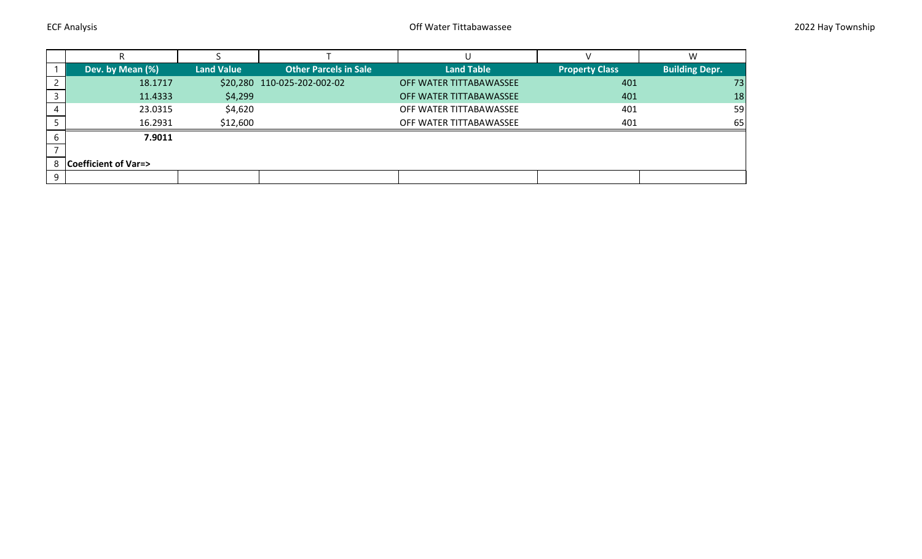| | R | S | T | U | V | W |
|---|---|---|---|---|---|---|
| 1 | Dev. by Mean (%) | Land Value | Other Parcels in Sale | Land Table | Property Class | Building Depr. |
| 2 | 18.1717 | $20,280 | 110-025-202-002-02 | OFF WATER TITTABAWASSEE | 401 | 73 |
| 3 | 11.4333 | $4,299 | | OFF WATER TITTABAWASSEE | 401 | 18 |
| 4 | 23.0315 | $4,620 | | OFF WATER TITTABAWASSEE | 401 | 59 |
| 5 | 16.2931 | $12,600 | | OFF WATER TITTABAWASSEE | 401 | 65 |
| 6 | **7.9011** | | | | | |
| 7 | | | | | | |
| 8 | **Coefficient of Var=>** | | | | | |
| 9 | | | | | | |